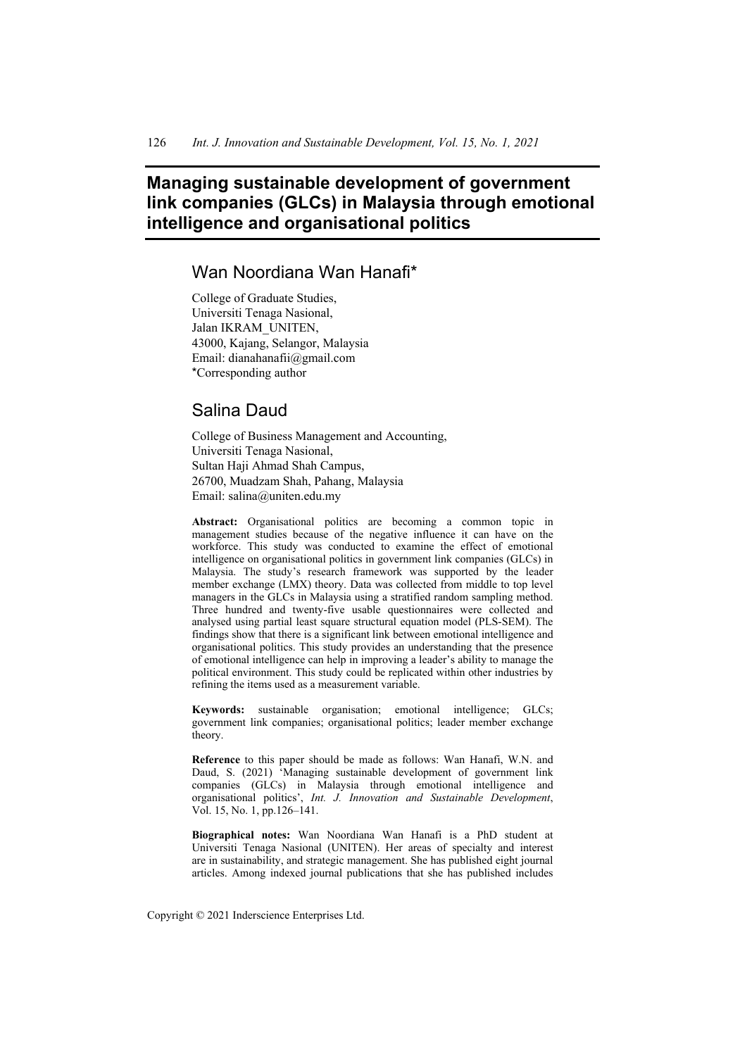# Managing sustainable development of government link companies (GLCs) in Malaysia through emotional intelligence and organisational politics

## Wan Noordiana Wan Hanafi*

College of Graduate Studies,
Universiti Tenaga Nasional,
Jalan IKRAM_UNITEN,
43000, Kajang, Selangor, Malaysia
Email: dianahanafii@gmail.com
*Corresponding author

## Salina Daud

College of Business Management and Accounting,
Universiti Tenaga Nasional,
Sultan Haji Ahmad Shah Campus,
26700, Muadzam Shah, Pahang, Malaysia
Email: salina@uniten.edu.my

**Abstract:** Organisational politics are becoming a common topic in management studies because of the negative influence it can have on the workforce. This study was conducted to examine the effect of emotional intelligence on organisational politics in government link companies (GLCs) in Malaysia. The study's research framework was supported by the leader member exchange (LMX) theory. Data was collected from middle to top level managers in the GLCs in Malaysia using a stratified random sampling method. Three hundred and twenty-five usable questionnaires were collected and analysed using partial least square structural equation model (PLS-SEM). The findings show that there is a significant link between emotional intelligence and organisational politics. This study provides an understanding that the presence of emotional intelligence can help in improving a leader's ability to manage the political environment. This study could be replicated within other industries by refining the items used as a measurement variable.

**Keywords:** sustainable organisation; emotional intelligence; GLCs; government link companies; organisational politics; leader member exchange theory.

**Reference** to this paper should be made as follows: Wan Hanafi, W.N. and Daud, S. (2021) 'Managing sustainable development of government link companies (GLCs) in Malaysia through emotional intelligence and organisational politics', *Int. J. Innovation and Sustainable Development*, Vol. 15, No. 1, pp.126–141.

**Biographical notes:** Wan Noordiana Wan Hanafi is a PhD student at Universiti Tenaga Nasional (UNITEN). Her areas of specialty and interest are in sustainability, and strategic management. She has published eight journal articles. Among indexed journal publications that she has published includes

Copyright © 2021 Inderscience Enterprises Ltd.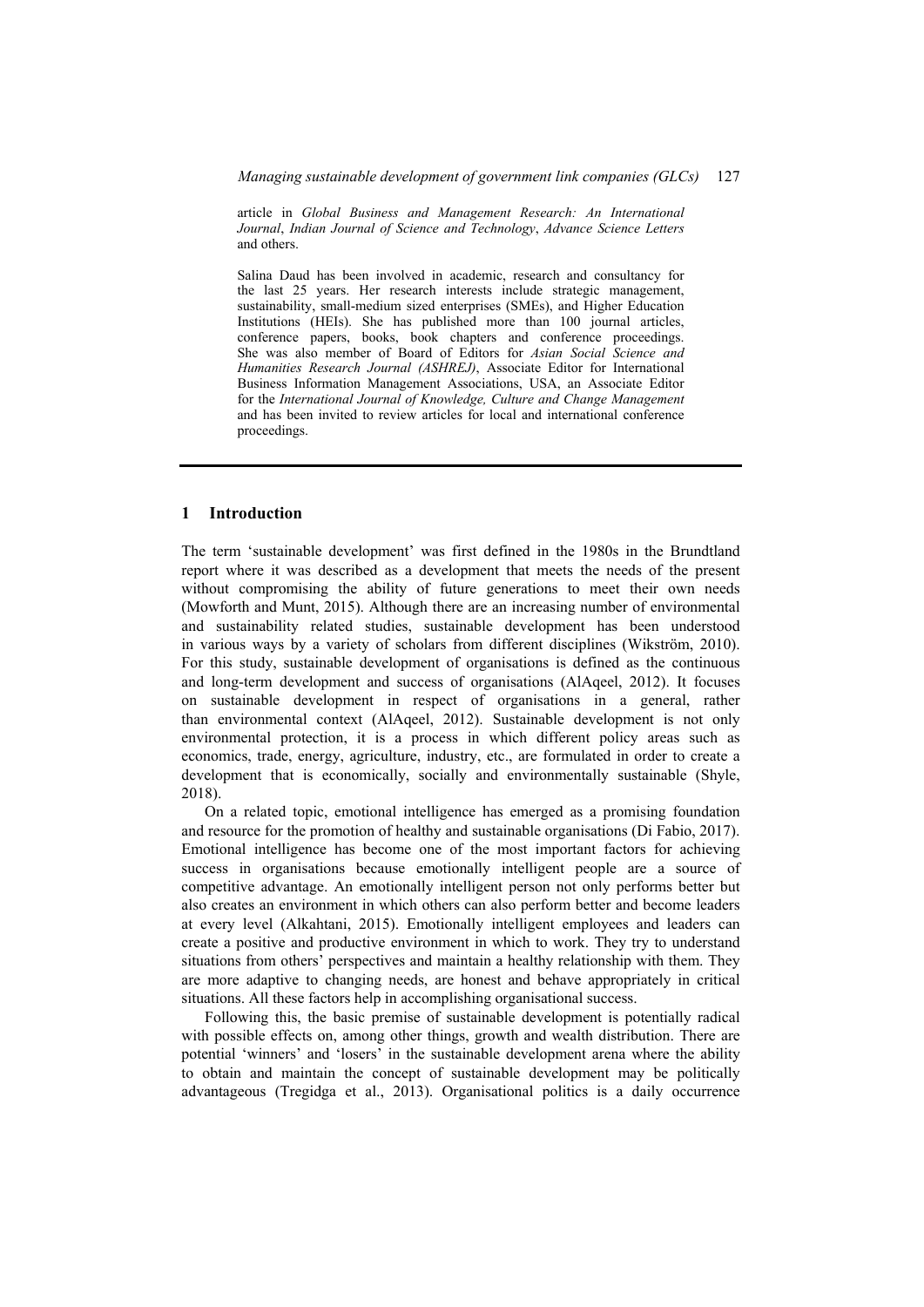article in *Global Business and Management Research: An International Journal*, *Indian Journal of Science and Technology*, *Advance Science Letters* and others.

Salina Daud has been involved in academic, research and consultancy for the last 25 years. Her research interests include strategic management, sustainability, small-medium sized enterprises (SMEs), and Higher Education Institutions (HEIs). She has published more than 100 journal articles, conference papers, books, book chapters and conference proceedings. She was also member of Board of Editors for *Asian Social Science and Humanities Research Journal (ASHREJ)*, Associate Editor for International Business Information Management Associations, USA, an Associate Editor for the *International Journal of Knowledge, Culture and Change Management* and has been invited to review articles for local and international conference proceedings.

## 1 Introduction

The term 'sustainable development' was first defined in the 1980s in the Brundtland report where it was described as a development that meets the needs of the present without compromising the ability of future generations to meet their own needs (Mowforth and Munt, 2015). Although there are an increasing number of environmental and sustainability related studies, sustainable development has been understood in various ways by a variety of scholars from different disciplines (Wikström, 2010). For this study, sustainable development of organisations is defined as the continuous and long-term development and success of organisations (AlAqeel, 2012). It focuses on sustainable development in respect of organisations in a general, rather than environmental context (AlAqeel, 2012). Sustainable development is not only environmental protection, it is a process in which different policy areas such as economics, trade, energy, agriculture, industry, etc., are formulated in order to create a development that is economically, socially and environmentally sustainable (Shyle, 2018).

On a related topic, emotional intelligence has emerged as a promising foundation and resource for the promotion of healthy and sustainable organisations (Di Fabio, 2017). Emotional intelligence has become one of the most important factors for achieving success in organisations because emotionally intelligent people are a source of competitive advantage. An emotionally intelligent person not only performs better but also creates an environment in which others can also perform better and become leaders at every level (Alkahtani, 2015). Emotionally intelligent employees and leaders can create a positive and productive environment in which to work. They try to understand situations from others' perspectives and maintain a healthy relationship with them. They are more adaptive to changing needs, are honest and behave appropriately in critical situations. All these factors help in accomplishing organisational success.

Following this, the basic premise of sustainable development is potentially radical with possible effects on, among other things, growth and wealth distribution. There are potential 'winners' and 'losers' in the sustainable development arena where the ability to obtain and maintain the concept of sustainable development may be politically advantageous (Tregidga et al., 2013). Organisational politics is a daily occurrence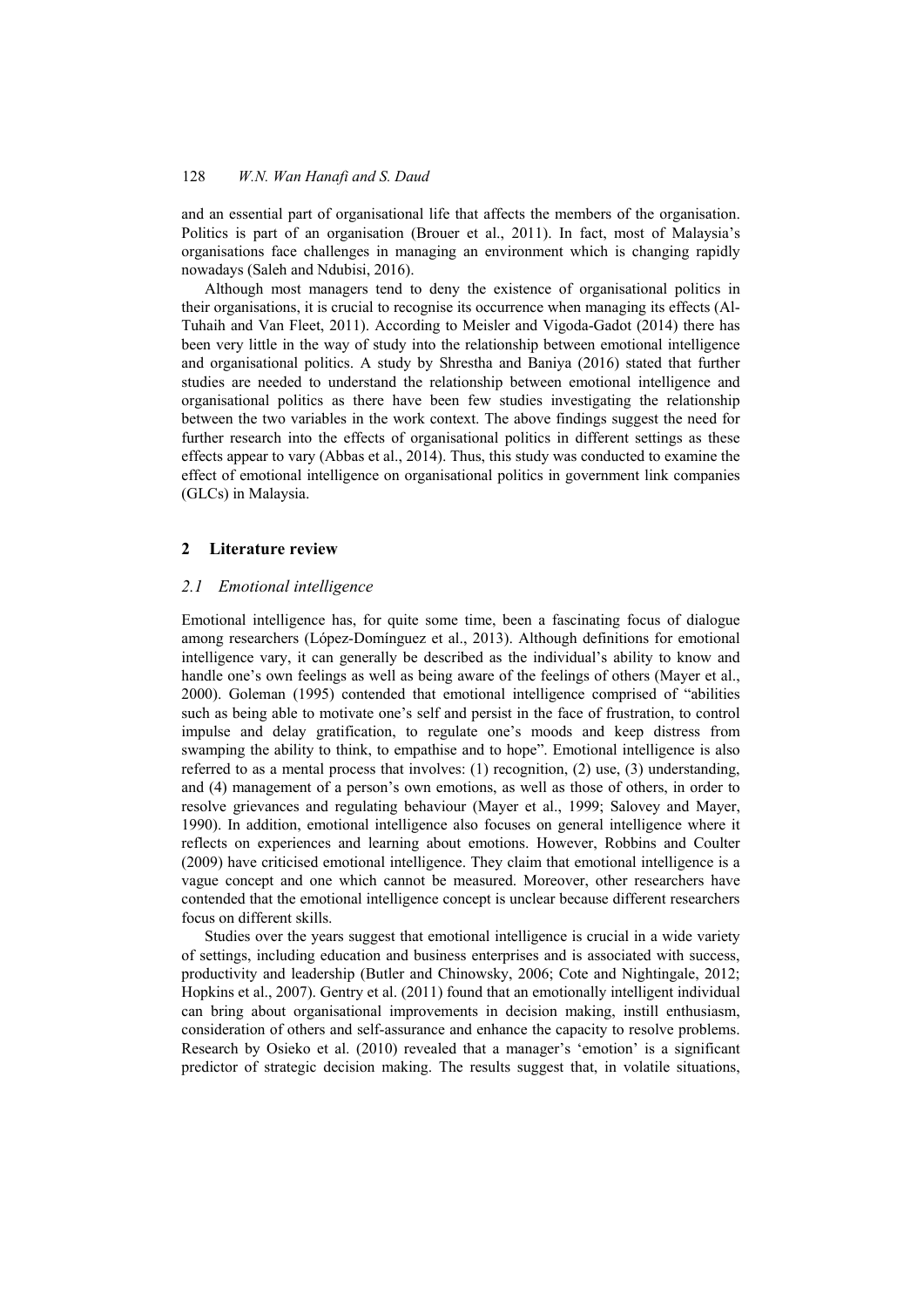and an essential part of organisational life that affects the members of the organisation. Politics is part of an organisation (Brouer et al., 2011). In fact, most of Malaysia's organisations face challenges in managing an environment which is changing rapidly nowadays (Saleh and Ndubisi, 2016).

Although most managers tend to deny the existence of organisational politics in their organisations, it is crucial to recognise its occurrence when managing its effects (Al-Tuhaih and Van Fleet, 2011). According to Meisler and Vigoda-Gadot (2014) there has been very little in the way of study into the relationship between emotional intelligence and organisational politics. A study by Shrestha and Baniya (2016) stated that further studies are needed to understand the relationship between emotional intelligence and organisational politics as there have been few studies investigating the relationship between the two variables in the work context. The above findings suggest the need for further research into the effects of organisational politics in different settings as these effects appear to vary (Abbas et al., 2014). Thus, this study was conducted to examine the effect of emotional intelligence on organisational politics in government link companies (GLCs) in Malaysia.

## 2 Literature review

### *2.1 Emotional intelligence*

Emotional intelligence has, for quite some time, been a fascinating focus of dialogue among researchers (López-Domínguez et al., 2013). Although definitions for emotional intelligence vary, it can generally be described as the individual's ability to know and handle one's own feelings as well as being aware of the feelings of others (Mayer et al., 2000). Goleman (1995) contended that emotional intelligence comprised of "abilities such as being able to motivate one's self and persist in the face of frustration, to control impulse and delay gratification, to regulate one's moods and keep distress from swamping the ability to think, to empathise and to hope". Emotional intelligence is also referred to as a mental process that involves: (1) recognition, (2) use, (3) understanding, and (4) management of a person's own emotions, as well as those of others, in order to resolve grievances and regulating behaviour (Mayer et al., 1999; Salovey and Mayer, 1990). In addition, emotional intelligence also focuses on general intelligence where it reflects on experiences and learning about emotions. However, Robbins and Coulter (2009) have criticised emotional intelligence. They claim that emotional intelligence is a vague concept and one which cannot be measured. Moreover, other researchers have contended that the emotional intelligence concept is unclear because different researchers focus on different skills.

Studies over the years suggest that emotional intelligence is crucial in a wide variety of settings, including education and business enterprises and is associated with success, productivity and leadership (Butler and Chinowsky, 2006; Cote and Nightingale, 2012; Hopkins et al., 2007). Gentry et al. (2011) found that an emotionally intelligent individual can bring about organisational improvements in decision making, instill enthusiasm, consideration of others and self-assurance and enhance the capacity to resolve problems. Research by Osieko et al. (2010) revealed that a manager's 'emotion' is a significant predictor of strategic decision making. The results suggest that, in volatile situations,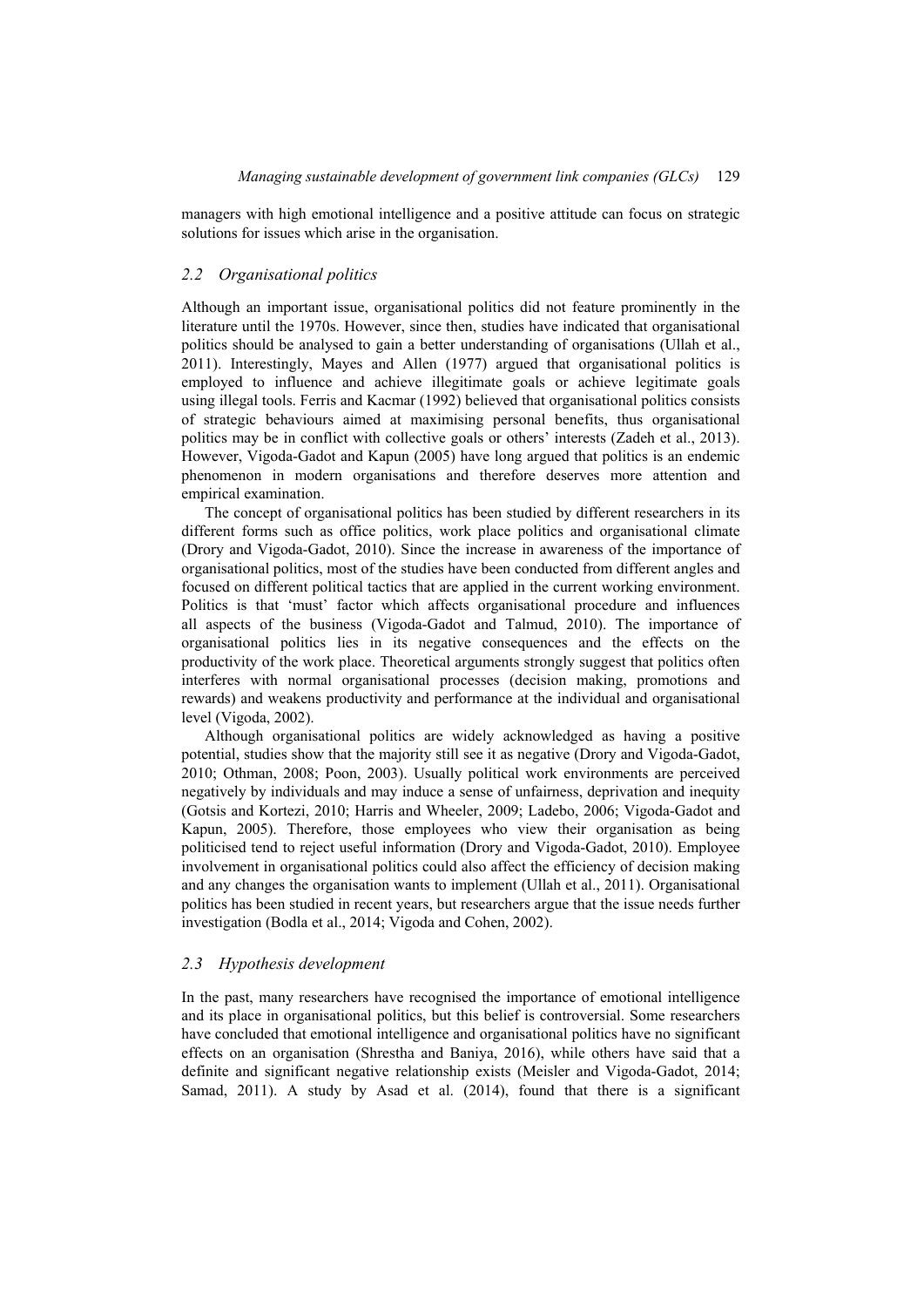managers with high emotional intelligence and a positive attitude can focus on strategic solutions for issues which arise in the organisation.

### *2.2 Organisational politics*

Although an important issue, organisational politics did not feature prominently in the literature until the 1970s. However, since then, studies have indicated that organisational politics should be analysed to gain a better understanding of organisations (Ullah et al., 2011). Interestingly, Mayes and Allen (1977) argued that organisational politics is employed to influence and achieve illegitimate goals or achieve legitimate goals using illegal tools. Ferris and Kacmar (1992) believed that organisational politics consists of strategic behaviours aimed at maximising personal benefits, thus organisational politics may be in conflict with collective goals or others' interests (Zadeh et al., 2013). However, Vigoda-Gadot and Kapun (2005) have long argued that politics is an endemic phenomenon in modern organisations and therefore deserves more attention and empirical examination.

The concept of organisational politics has been studied by different researchers in its different forms such as office politics, work place politics and organisational climate (Drory and Vigoda-Gadot, 2010). Since the increase in awareness of the importance of organisational politics, most of the studies have been conducted from different angles and focused on different political tactics that are applied in the current working environment. Politics is that 'must' factor which affects organisational procedure and influences all aspects of the business (Vigoda-Gadot and Talmud, 2010). The importance of organisational politics lies in its negative consequences and the effects on the productivity of the work place. Theoretical arguments strongly suggest that politics often interferes with normal organisational processes (decision making, promotions and rewards) and weakens productivity and performance at the individual and organisational level (Vigoda, 2002).

Although organisational politics are widely acknowledged as having a positive potential, studies show that the majority still see it as negative (Drory and Vigoda-Gadot, 2010; Othman, 2008; Poon, 2003). Usually political work environments are perceived negatively by individuals and may induce a sense of unfairness, deprivation and inequity (Gotsis and Kortezi, 2010; Harris and Wheeler, 2009; Ladebo, 2006; Vigoda-Gadot and Kapun, 2005). Therefore, those employees who view their organisation as being politicised tend to reject useful information (Drory and Vigoda-Gadot, 2010). Employee involvement in organisational politics could also affect the efficiency of decision making and any changes the organisation wants to implement (Ullah et al., 2011). Organisational politics has been studied in recent years, but researchers argue that the issue needs further investigation (Bodla et al., 2014; Vigoda and Cohen, 2002).

### *2.3 Hypothesis development*

In the past, many researchers have recognised the importance of emotional intelligence and its place in organisational politics, but this belief is controversial. Some researchers have concluded that emotional intelligence and organisational politics have no significant effects on an organisation (Shrestha and Baniya, 2016), while others have said that a definite and significant negative relationship exists (Meisler and Vigoda-Gadot, 2014; Samad, 2011). A study by Asad et al. (2014), found that there is a significant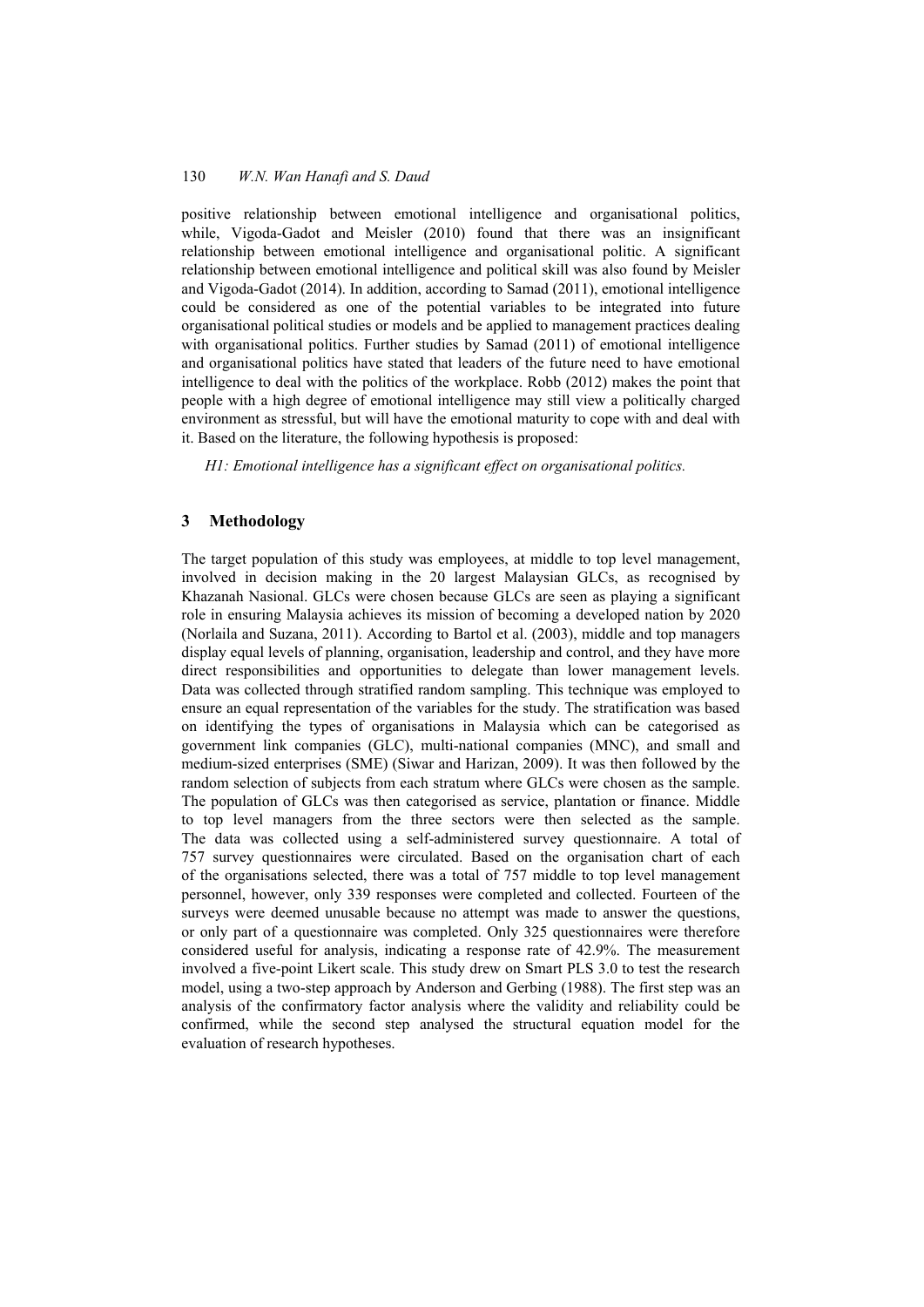positive relationship between emotional intelligence and organisational politics, while, Vigoda-Gadot and Meisler (2010) found that there was an insignificant relationship between emotional intelligence and organisational politic. A significant relationship between emotional intelligence and political skill was also found by Meisler and Vigoda-Gadot (2014). In addition, according to Samad (2011), emotional intelligence could be considered as one of the potential variables to be integrated into future organisational political studies or models and be applied to management practices dealing with organisational politics. Further studies by Samad (2011) of emotional intelligence and organisational politics have stated that leaders of the future need to have emotional intelligence to deal with the politics of the workplace. Robb (2012) makes the point that people with a high degree of emotional intelligence may still view a politically charged environment as stressful, but will have the emotional maturity to cope with and deal with it. Based on the literature, the following hypothesis is proposed:

*H1: Emotional intelligence has a significant effect on organisational politics.*

## 3 Methodology

The target population of this study was employees, at middle to top level management, involved in decision making in the 20 largest Malaysian GLCs, as recognised by Khazanah Nasional. GLCs were chosen because GLCs are seen as playing a significant role in ensuring Malaysia achieves its mission of becoming a developed nation by 2020 (Norlaila and Suzana, 2011). According to Bartol et al. (2003), middle and top managers display equal levels of planning, organisation, leadership and control, and they have more direct responsibilities and opportunities to delegate than lower management levels. Data was collected through stratified random sampling. This technique was employed to ensure an equal representation of the variables for the study. The stratification was based on identifying the types of organisations in Malaysia which can be categorised as government link companies (GLC), multi-national companies (MNC), and small and medium-sized enterprises (SME) (Siwar and Harizan, 2009). It was then followed by the random selection of subjects from each stratum where GLCs were chosen as the sample. The population of GLCs was then categorised as service, plantation or finance. Middle to top level managers from the three sectors were then selected as the sample. The data was collected using a self-administered survey questionnaire. A total of 757 survey questionnaires were circulated. Based on the organisation chart of each of the organisations selected, there was a total of 757 middle to top level management personnel, however, only 339 responses were completed and collected. Fourteen of the surveys were deemed unusable because no attempt was made to answer the questions, or only part of a questionnaire was completed. Only 325 questionnaires were therefore considered useful for analysis, indicating a response rate of 42.9%. The measurement involved a five-point Likert scale. This study drew on Smart PLS 3.0 to test the research model, using a two-step approach by Anderson and Gerbing (1988). The first step was an analysis of the confirmatory factor analysis where the validity and reliability could be confirmed, while the second step analysed the structural equation model for the evaluation of research hypotheses.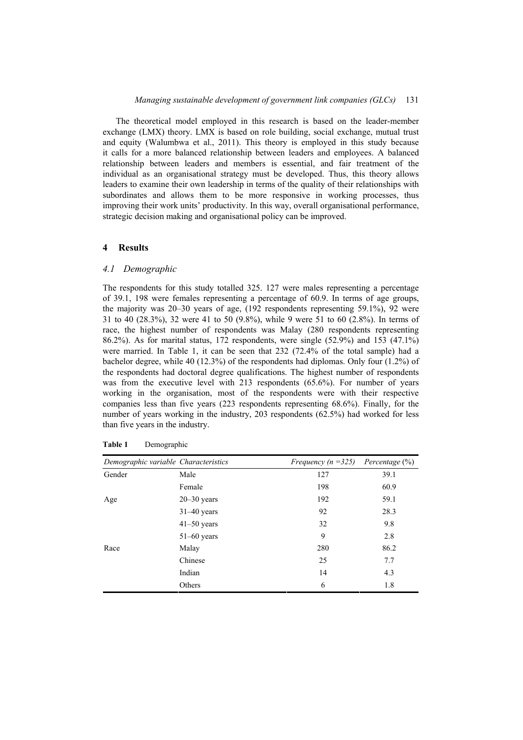The theoretical model employed in this research is based on the leader-member exchange (LMX) theory. LMX is based on role building, social exchange, mutual trust and equity (Walumbwa et al., 2011). This theory is employed in this study because it calls for a more balanced relationship between leaders and employees. A balanced relationship between leaders and members is essential, and fair treatment of the individual as an organisational strategy must be developed. Thus, this theory allows leaders to examine their own leadership in terms of the quality of their relationships with subordinates and allows them to be more responsive in working processes, thus improving their work units' productivity. In this way, overall organisational performance, strategic decision making and organisational policy can be improved.

## 4 Results

### *4.1 Demographic*

The respondents for this study totalled 325. 127 were males representing a percentage of 39.1, 198 were females representing a percentage of 60.9. In terms of age groups, the majority was 20–30 years of age, (192 respondents representing 59.1%), 92 were 31 to 40 (28.3%), 32 were 41 to 50 (9.8%), while 9 were 51 to 60 (2.8%). In terms of race, the highest number of respondents was Malay (280 respondents representing 86.2%). As for marital status, 172 respondents, were single (52.9%) and 153 (47.1%) were married. In Table 1, it can be seen that 232 (72.4% of the total sample) had a bachelor degree, while 40 (12.3%) of the respondents had diplomas. Only four (1.2%) of the respondents had doctoral degree qualifications. The highest number of respondents was from the executive level with 213 respondents (65.6%). For number of years working in the organisation, most of the respondents were with their respective companies less than five years (223 respondents representing 68.6%). Finally, for the number of years working in the industry, 203 respondents (62.5%) had worked for less than five years in the industry.

**Table 1** Demographic

| *Demographic variable* | *Characteristics* | *Frequency (n =325)* | *Percentage (%)* |
|---|---|---|---|
| Gender | Male | 127 | 39.1 |
| | Female | 198 | 60.9 |
| Age | 20–30 years | 192 | 59.1 |
| | 31–40 years | 92 | 28.3 |
| | 41–50 years | 32 | 9.8 |
| | 51–60 years | 9 | 2.8 |
| Race | Malay | 280 | 86.2 |
| | Chinese | 25 | 7.7 |
| | Indian | 14 | 4.3 |
| | Others | 6 | 1.8 |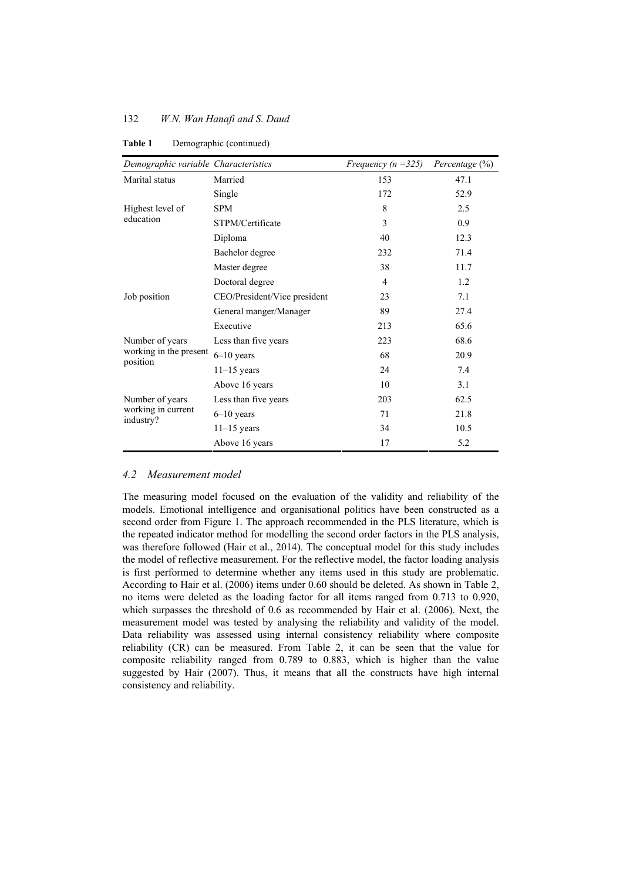**Table 1** Demographic (continued)

| *Demographic variable* | *Characteristics* | *Frequency (n =325)* | *Percentage* (%) |
|---|---|---|---|
| Marital status | Married | 153 | 47.1 |
| | Single | 172 | 52.9 |
| Highest level of education | SPM | 8 | 2.5 |
| | STPM/Certificate | 3 | 0.9 |
| | Diploma | 40 | 12.3 |
| | Bachelor degree | 232 | 71.4 |
| | Master degree | 38 | 11.7 |
| | Doctoral degree | 4 | 1.2 |
| Job position | CEO/President/Vice president | 23 | 7.1 |
| | General manger/Manager | 89 | 27.4 |
| | Executive | 213 | 65.6 |
| Number of years working in the present position | Less than five years | 223 | 68.6 |
| | 6–10 years | 68 | 20.9 |
| | 11–15 years | 24 | 7.4 |
| | Above 16 years | 10 | 3.1 |
| Number of years working in current industry? | Less than five years | 203 | 62.5 |
| | 6–10 years | 71 | 21.8 |
| | 11–15 years | 34 | 10.5 |
| | Above 16 years | 17 | 5.2 |

### *4.2 Measurement model*

The measuring model focused on the evaluation of the validity and reliability of the models. Emotional intelligence and organisational politics have been constructed as a second order from Figure 1. The approach recommended in the PLS literature, which is the repeated indicator method for modelling the second order factors in the PLS analysis, was therefore followed (Hair et al., 2014). The conceptual model for this study includes the model of reflective measurement. For the reflective model, the factor loading analysis is first performed to determine whether any items used in this study are problematic. According to Hair et al. (2006) items under 0.60 should be deleted. As shown in Table 2, no items were deleted as the loading factor for all items ranged from 0.713 to 0.920, which surpasses the threshold of 0.6 as recommended by Hair et al. (2006). Next, the measurement model was tested by analysing the reliability and validity of the model. Data reliability was assessed using internal consistency reliability where composite reliability (CR) can be measured. From Table 2, it can be seen that the value for composite reliability ranged from 0.789 to 0.883, which is higher than the value suggested by Hair (2007). Thus, it means that all the constructs have high internal consistency and reliability.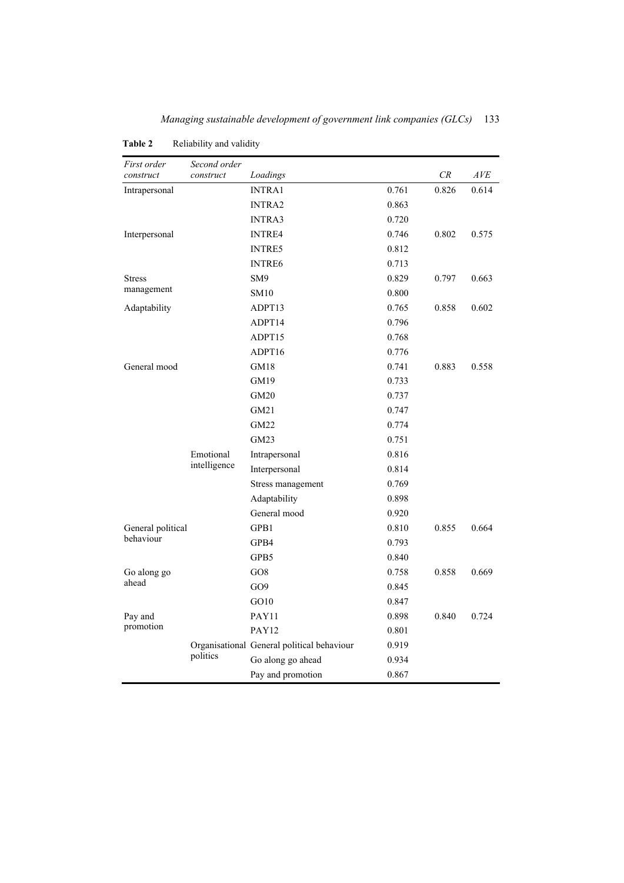**Table 2** Reliability and validity

| First order construct | Second order construct | Loadings | | CR | AVE |
|---|---|---|---|---|---|
| Intrapersonal | | INTRA1 | 0.761 | 0.826 | 0.614 |
| | | INTRA2 | 0.863 | | |
| | | INTRA3 | 0.720 | | |
| Interpersonal | | INTRE4 | 0.746 | 0.802 | 0.575 |
| | | INTRE5 | 0.812 | | |
| | | INTRE6 | 0.713 | | |
| Stress management | | SM9 | 0.829 | 0.797 | 0.663 |
| | | SM10 | 0.800 | | |
| Adaptability | | ADPT13 | 0.765 | 0.858 | 0.602 |
| | | ADPT14 | 0.796 | | |
| | | ADPT15 | 0.768 | | |
| | | ADPT16 | 0.776 | | |
| General mood | | GM18 | 0.741 | 0.883 | 0.558 |
| | | GM19 | 0.733 | | |
| | | GM20 | 0.737 | | |
| | | GM21 | 0.747 | | |
| | | GM22 | 0.774 | | |
| | | GM23 | 0.751 | | |
| | Emotional intelligence | Intrapersonal | 0.816 | | |
| | | Interpersonal | 0.814 | | |
| | | Stress management | 0.769 | | |
| | | Adaptability | 0.898 | | |
| | | General mood | 0.920 | | |
| General political behaviour | | GPB1 | 0.810 | 0.855 | 0.664 |
| | | GPB4 | 0.793 | | |
| | | GPB5 | 0.840 | | |
| Go along go ahead | | GO8 | 0.758 | 0.858 | 0.669 |
| | | GO9 | 0.845 | | |
| | | GO10 | 0.847 | | |
| Pay and promotion | | PAY11 | 0.898 | 0.840 | 0.724 |
| | | PAY12 | 0.801 | | |
| | Organisational politics | General political behaviour | 0.919 | | |
| | | Go along go ahead | 0.934 | | |
| | | Pay and promotion | 0.867 | | |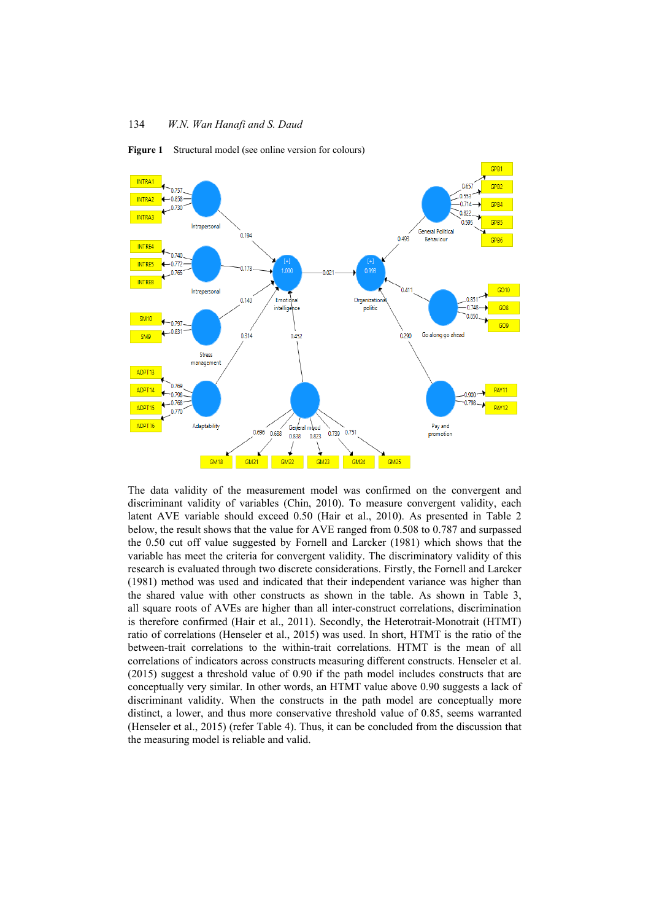**Figure 1** Structural model (see online version for colours)

The data validity of the measurement model was confirmed on the convergent and discriminant validity of variables (Chin, 2010). To measure convergent validity, each latent AVE variable should exceed 0.50 (Hair et al., 2010). As presented in Table 2 below, the result shows that the value for AVE ranged from 0.508 to 0.787 and surpassed the 0.50 cut off value suggested by Fornell and Larcker (1981) which shows that the variable has meet the criteria for convergent validity. The discriminatory validity of this research is evaluated through two discrete considerations. Firstly, the Fornell and Larcker (1981) method was used and indicated that their independent variance was higher than the shared value with other constructs as shown in the table. As shown in Table 3, all square roots of AVEs are higher than all inter-construct correlations, discrimination is therefore confirmed (Hair et al., 2011). Secondly, the Heterotrait-Monotrait (HTMT) ratio of correlations (Henseler et al., 2015) was used. In short, HTMT is the ratio of the between-trait correlations to the within-trait correlations. HTMT is the mean of all correlations of indicators across constructs measuring different constructs. Henseler et al. (2015) suggest a threshold value of 0.90 if the path model includes constructs that are conceptually very similar. In other words, an HTMT value above 0.90 suggests a lack of discriminant validity. When the constructs in the path model are conceptually more distinct, a lower, and thus more conservative threshold value of 0.85, seems warranted (Henseler et al., 2015) (refer Table 4). Thus, it can be concluded from the discussion that the measuring model is reliable and valid.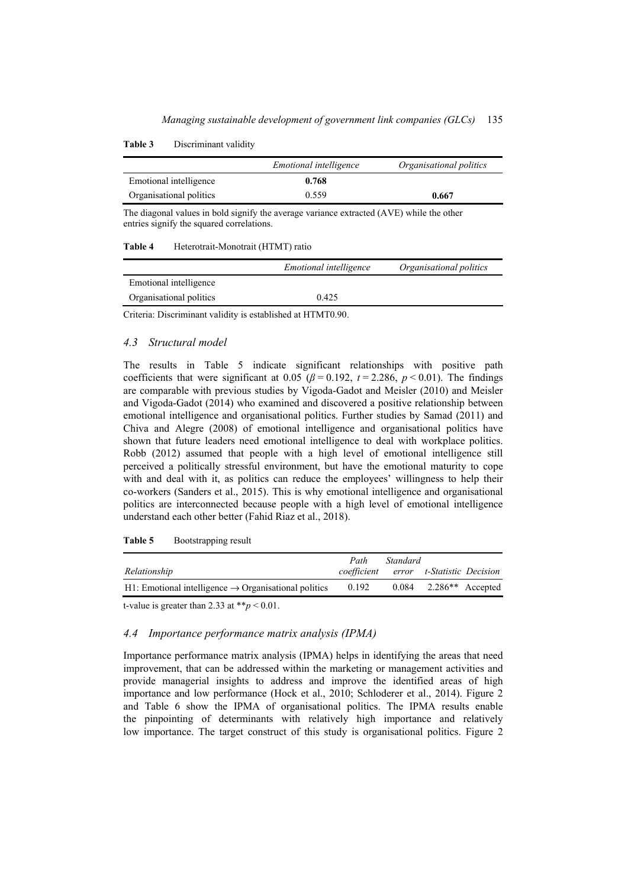**Table 3** Discriminant validity

| | *Emotional intelligence* | *Organisational politics* |
|---|---|---|
| Emotional intelligence | **0.768** | |
| Organisational politics | 0.559 | **0.667** |

The diagonal values in bold signify the average variance extracted (AVE) while the other entries signify the squared correlations.

**Table 4** Heterotrait-Monotrait (HTMT) ratio

| | *Emotional intelligence* | *Organisational politics* |
|---|---|---|
| Emotional intelligence | | |
| Organisational politics | 0.425 | |

Criteria: Discriminant validity is established at HTMT0.90.

### *4.3 Structural model*

The results in Table 5 indicate significant relationships with positive path coefficients that were significant at 0.05 ($\beta = 0.192$, $t = 2.286$, $p < 0.01$). The findings are comparable with previous studies by Vigoda-Gadot and Meisler (2010) and Meisler and Vigoda-Gadot (2014) who examined and discovered a positive relationship between emotional intelligence and organisational politics. Further studies by Samad (2011) and Chiva and Alegre (2008) of emotional intelligence and organisational politics have shown that future leaders need emotional intelligence to deal with workplace politics. Robb (2012) assumed that people with a high level of emotional intelligence still perceived a politically stressful environment, but have the emotional maturity to cope with and deal with it, as politics can reduce the employees' willingness to help their co-workers (Sanders et al., 2015). This is why emotional intelligence and organisational politics are interconnected because people with a high level of emotional intelligence understand each other better (Fahid Riaz et al., 2018).

**Table 5** Bootstrapping result

| *Relationship* | *Path coefficient* | *Standard error* | *t-Statistic* | *Decision* |
|---|---|---|---|---|
| H1: Emotional intelligence → Organisational politics | 0.192 | 0.084 | 2.286** | Accepted |

t-value is greater than 2.33 at $^{**}p < 0.01$.

### *4.4 Importance performance matrix analysis (IPMA)*

Importance performance matrix analysis (IPMA) helps in identifying the areas that need improvement, that can be addressed within the marketing or management activities and provide managerial insights to address and improve the identified areas of high importance and low performance (Hock et al., 2010; Schloderer et al., 2014). Figure 2 and Table 6 show the IPMA of organisational politics. The IPMA results enable the pinpointing of determinants with relatively high importance and relatively low importance. The target construct of this study is organisational politics. Figure 2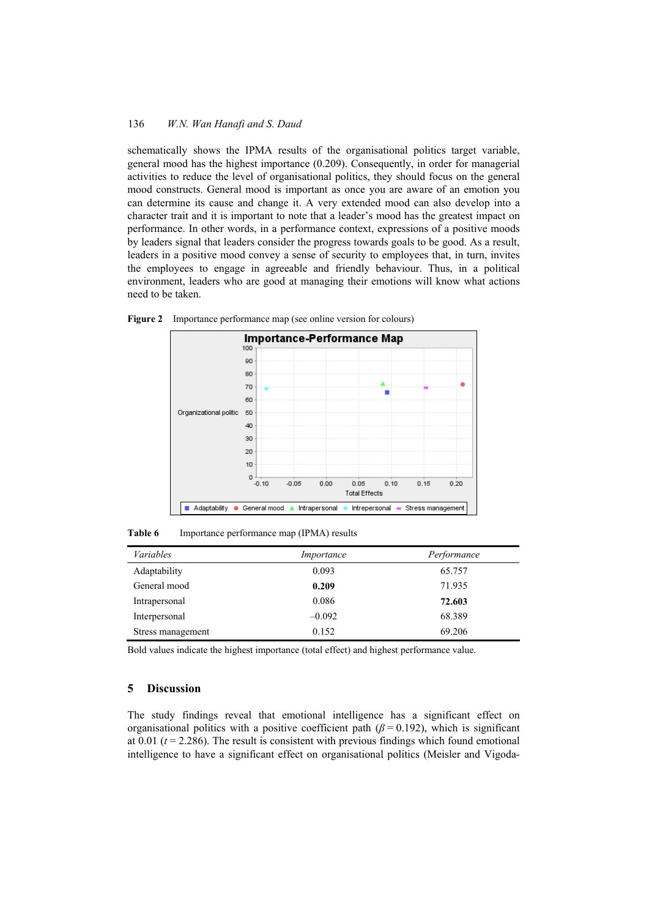schematically shows the IPMA results of the organisational politics target variable, general mood has the highest importance (0.209). Consequently, in order for managerial activities to reduce the level of organisational politics, they should focus on the general mood constructs. General mood is important as once you are aware of an emotion you can determine its cause and change it. A very extended mood can also develop into a character trait and it is important to note that a leader's mood has the greatest impact on performance. In other words, in a performance context, expressions of a positive moods by leaders signal that leaders consider the progress towards goals to be good. As a result, leaders in a positive mood convey a sense of security to employees that, in turn, invites the employees to engage in agreeable and friendly behaviour. Thus, in a political environment, leaders who are good at managing their emotions will know what actions need to be taken.

**Figure 2** Importance performance map (see online version for colours)

**Table 6** Importance performance map (IPMA) results

| *Variables* | *Importance* | *Performance* |
|---|---|---|
| Adaptability | 0.093 | 65.757 |
| General mood | **0.209** | 71.935 |
| Intrapersonal | 0.086 | **72.603** |
| Interpersonal | –0.092 | 68.389 |
| Stress management | 0.152 | 69.206 |

Bold values indicate the highest importance (total effect) and highest performance value.

## 5 Discussion

The study findings reveal that emotional intelligence has a significant effect on organisational politics with a positive coefficient path ($\beta = 0.192$), which is significant at 0.01 ($t = 2.286$). The result is consistent with previous findings which found emotional intelligence to have a significant effect on organisational politics (Meisler and Vigoda-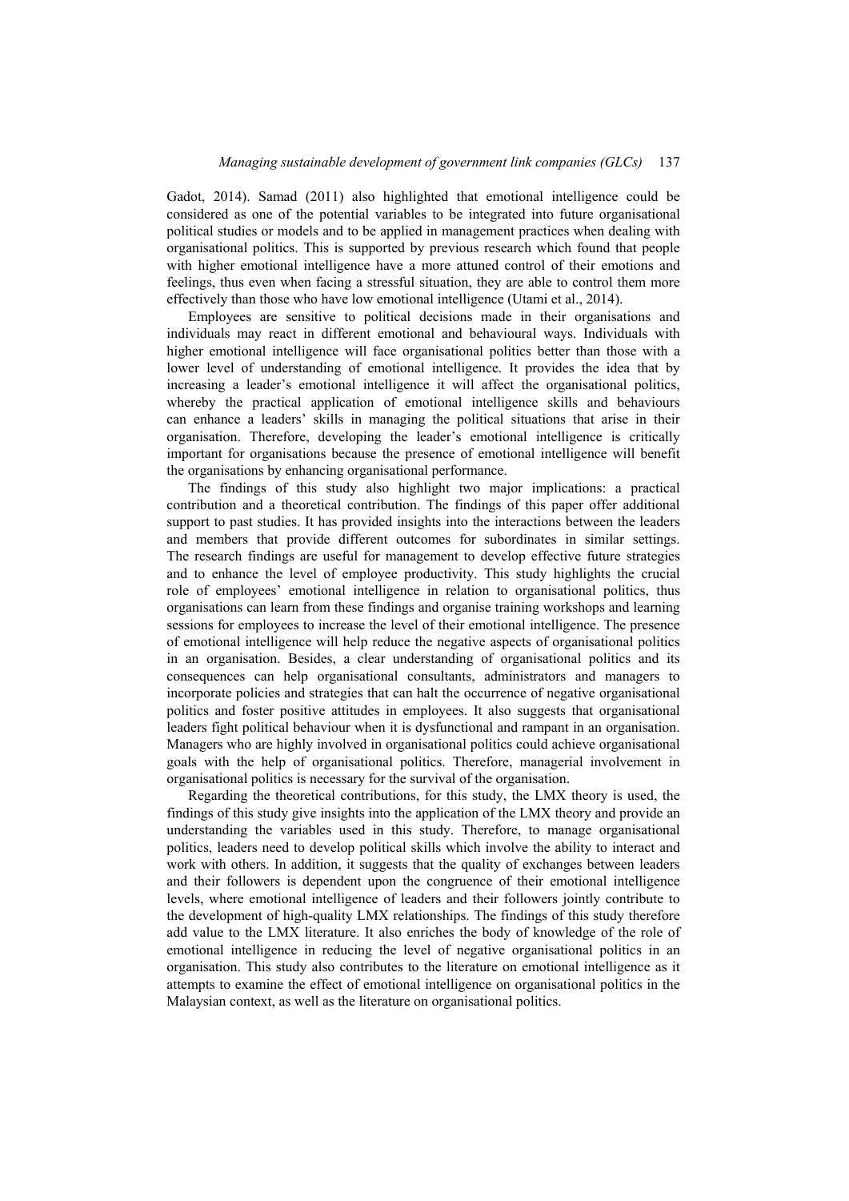Gadot, 2014). Samad (2011) also highlighted that emotional intelligence could be considered as one of the potential variables to be integrated into future organisational political studies or models and to be applied in management practices when dealing with organisational politics. This is supported by previous research which found that people with higher emotional intelligence have a more attuned control of their emotions and feelings, thus even when facing a stressful situation, they are able to control them more effectively than those who have low emotional intelligence (Utami et al., 2014).

Employees are sensitive to political decisions made in their organisations and individuals may react in different emotional and behavioural ways. Individuals with higher emotional intelligence will face organisational politics better than those with a lower level of understanding of emotional intelligence. It provides the idea that by increasing a leader's emotional intelligence it will affect the organisational politics, whereby the practical application of emotional intelligence skills and behaviours can enhance a leaders' skills in managing the political situations that arise in their organisation. Therefore, developing the leader's emotional intelligence is critically important for organisations because the presence of emotional intelligence will benefit the organisations by enhancing organisational performance.

The findings of this study also highlight two major implications: a practical contribution and a theoretical contribution. The findings of this paper offer additional support to past studies. It has provided insights into the interactions between the leaders and members that provide different outcomes for subordinates in similar settings. The research findings are useful for management to develop effective future strategies and to enhance the level of employee productivity. This study highlights the crucial role of employees' emotional intelligence in relation to organisational politics, thus organisations can learn from these findings and organise training workshops and learning sessions for employees to increase the level of their emotional intelligence. The presence of emotional intelligence will help reduce the negative aspects of organisational politics in an organisation. Besides, a clear understanding of organisational politics and its consequences can help organisational consultants, administrators and managers to incorporate policies and strategies that can halt the occurrence of negative organisational politics and foster positive attitudes in employees. It also suggests that organisational leaders fight political behaviour when it is dysfunctional and rampant in an organisation. Managers who are highly involved in organisational politics could achieve organisational goals with the help of organisational politics. Therefore, managerial involvement in organisational politics is necessary for the survival of the organisation.

Regarding the theoretical contributions, for this study, the LMX theory is used, the findings of this study give insights into the application of the LMX theory and provide an understanding the variables used in this study. Therefore, to manage organisational politics, leaders need to develop political skills which involve the ability to interact and work with others. In addition, it suggests that the quality of exchanges between leaders and their followers is dependent upon the congruence of their emotional intelligence levels, where emotional intelligence of leaders and their followers jointly contribute to the development of high-quality LMX relationships. The findings of this study therefore add value to the LMX literature. It also enriches the body of knowledge of the role of emotional intelligence in reducing the level of negative organisational politics in an organisation. This study also contributes to the literature on emotional intelligence as it attempts to examine the effect of emotional intelligence on organisational politics in the Malaysian context, as well as the literature on organisational politics.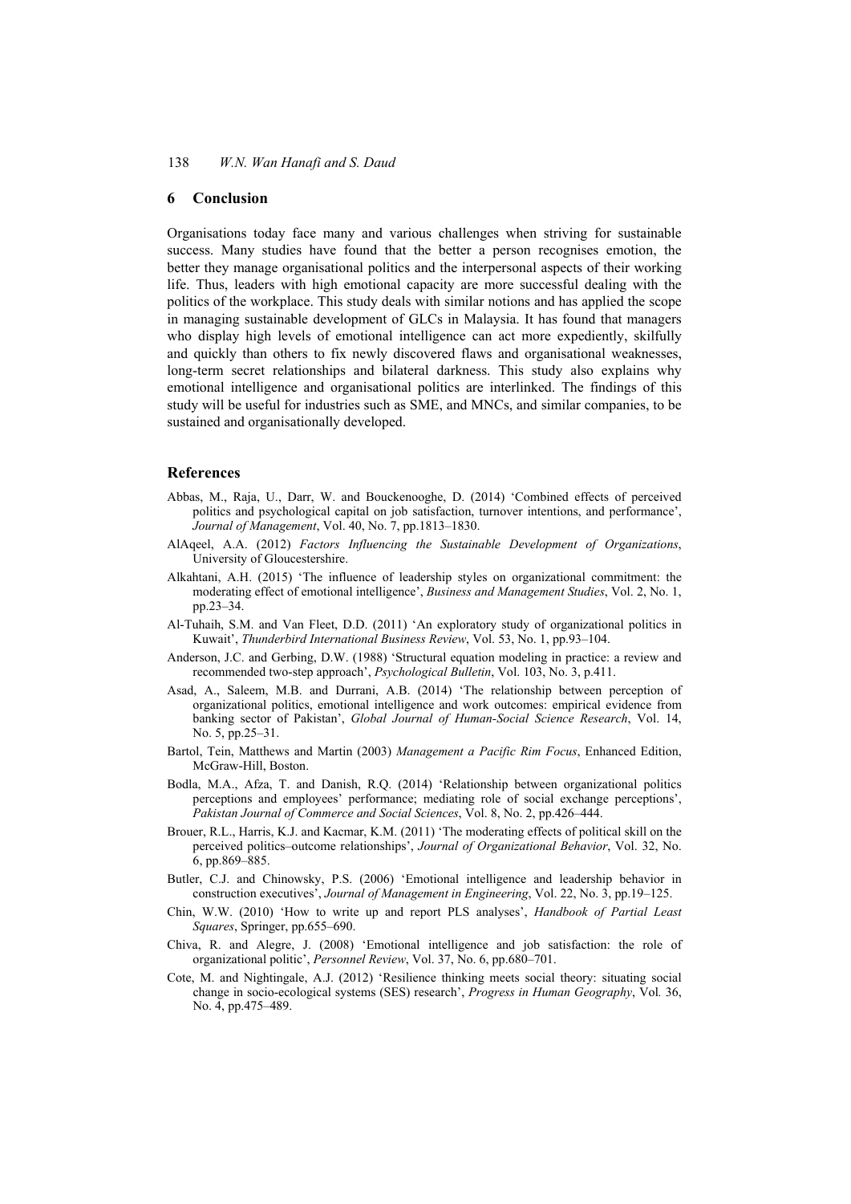## 6 Conclusion

Organisations today face many and various challenges when striving for sustainable success. Many studies have found that the better a person recognises emotion, the better they manage organisational politics and the interpersonal aspects of their working life. Thus, leaders with high emotional capacity are more successful dealing with the politics of the workplace. This study deals with similar notions and has applied the scope in managing sustainable development of GLCs in Malaysia. It has found that managers who display high levels of emotional intelligence can act more expediently, skilfully and quickly than others to fix newly discovered flaws and organisational weaknesses, long-term secret relationships and bilateral darkness. This study also explains why emotional intelligence and organisational politics are interlinked. The findings of this study will be useful for industries such as SME, and MNCs, and similar companies, to be sustained and organisationally developed.

## References

Abbas, M., Raja, U., Darr, W. and Bouckenooghe, D. (2014) 'Combined effects of perceived politics and psychological capital on job satisfaction, turnover intentions, and performance', *Journal of Management*, Vol. 40, No. 7, pp.1813–1830.

AlAqeel, A.A. (2012) *Factors Influencing the Sustainable Development of Organizations*, University of Gloucestershire.

Alkahtani, A.H. (2015) 'The influence of leadership styles on organizational commitment: the moderating effect of emotional intelligence', *Business and Management Studies*, Vol. 2, No. 1, pp.23–34.

Al-Tuhaih, S.M. and Van Fleet, D.D. (2011) 'An exploratory study of organizational politics in Kuwait', *Thunderbird International Business Review*, Vol. 53, No. 1, pp.93–104.

Anderson, J.C. and Gerbing, D.W. (1988) 'Structural equation modeling in practice: a review and recommended two-step approach', *Psychological Bulletin*, Vol. 103, No. 3, p.411.

Asad, A., Saleem, M.B. and Durrani, A.B. (2014) 'The relationship between perception of organizational politics, emotional intelligence and work outcomes: empirical evidence from banking sector of Pakistan', *Global Journal of Human-Social Science Research*, Vol. 14, No. 5, pp.25–31.

Bartol, Tein, Matthews and Martin (2003) *Management a Pacific Rim Focus*, Enhanced Edition, McGraw-Hill, Boston.

Bodla, M.A., Afza, T. and Danish, R.Q. (2014) 'Relationship between organizational politics perceptions and employees' performance; mediating role of social exchange perceptions', *Pakistan Journal of Commerce and Social Sciences*, Vol. 8, No. 2, pp.426–444.

Brouer, R.L., Harris, K.J. and Kacmar, K.M. (2011) 'The moderating effects of political skill on the perceived politics–outcome relationships', *Journal of Organizational Behavior*, Vol. 32, No. 6, pp.869–885.

Butler, C.J. and Chinowsky, P.S. (2006) 'Emotional intelligence and leadership behavior in construction executives', *Journal of Management in Engineering*, Vol. 22, No. 3, pp.19–125.

Chin, W.W. (2010) 'How to write up and report PLS analyses', *Handbook of Partial Least Squares*, Springer, pp.655–690.

Chiva, R. and Alegre, J. (2008) 'Emotional intelligence and job satisfaction: the role of organizational politic', *Personnel Review*, Vol. 37, No. 6, pp.680–701.

Cote, M. and Nightingale, A.J. (2012) 'Resilience thinking meets social theory: situating social change in socio-ecological systems (SES) research', *Progress in Human Geography*, Vol. 36, No. 4, pp.475–489.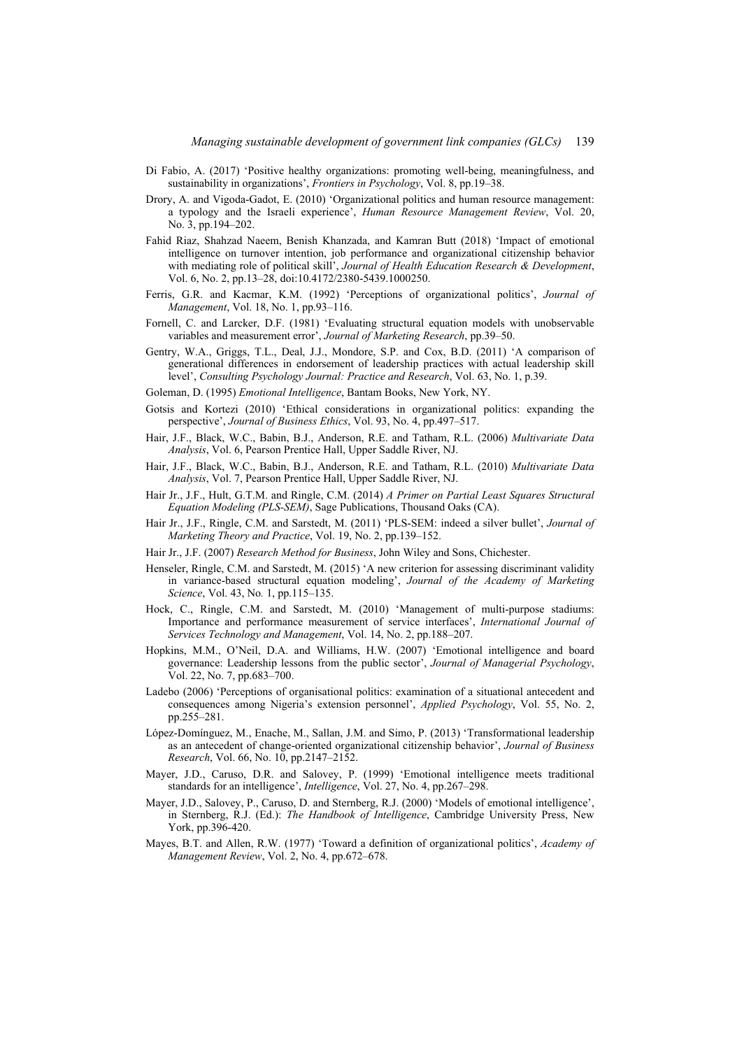Di Fabio, A. (2017) 'Positive healthy organizations: promoting well-being, meaningfulness, and sustainability in organizations', *Frontiers in Psychology*, Vol. 8, pp.19–38.

Drory, A. and Vigoda-Gadot, E. (2010) 'Organizational politics and human resource management: a typology and the Israeli experience', *Human Resource Management Review*, Vol. 20, No. 3, pp.194–202.

Fahid Riaz, Shahzad Naeem, Benish Khanzada, and Kamran Butt (2018) 'Impact of emotional intelligence on turnover intention, job performance and organizational citizenship behavior with mediating role of political skill', *Journal of Health Education Research & Development*, Vol. 6, No. 2, pp.13–28, doi:10.4172/2380-5439.1000250.

Ferris, G.R. and Kacmar, K.M. (1992) 'Perceptions of organizational politics', *Journal of Management*, Vol. 18, No. 1, pp.93–116.

Fornell, C. and Larcker, D.F. (1981) 'Evaluating structural equation models with unobservable variables and measurement error', *Journal of Marketing Research*, pp.39–50.

Gentry, W.A., Griggs, T.L., Deal, J.J., Mondore, S.P. and Cox, B.D. (2011) 'A comparison of generational differences in endorsement of leadership practices with actual leadership skill level', *Consulting Psychology Journal: Practice and Research*, Vol. 63, No. 1, p.39.

Goleman, D. (1995) *Emotional Intelligence*, Bantam Books, New York, NY.

Gotsis and Kortezi (2010) 'Ethical considerations in organizational politics: expanding the perspective', *Journal of Business Ethics*, Vol. 93, No. 4, pp.497–517.

Hair, J.F., Black, W.C., Babin, B.J., Anderson, R.E. and Tatham, R.L. (2006) *Multivariate Data Analysis*, Vol. 6, Pearson Prentice Hall, Upper Saddle River, NJ.

Hair, J.F., Black, W.C., Babin, B.J., Anderson, R.E. and Tatham, R.L. (2010) *Multivariate Data Analysis*, Vol. 7, Pearson Prentice Hall, Upper Saddle River, NJ.

Hair Jr., J.F., Hult, G.T.M. and Ringle, C.M. (2014) *A Primer on Partial Least Squares Structural Equation Modeling (PLS-SEM)*, Sage Publications, Thousand Oaks (CA).

Hair Jr., J.F., Ringle, C.M. and Sarstedt, M. (2011) 'PLS-SEM: indeed a silver bullet', *Journal of Marketing Theory and Practice*, Vol. 19, No. 2, pp.139–152.

Hair Jr., J.F. (2007) *Research Method for Business*, John Wiley and Sons, Chichester.

Henseler, Ringle, C.M. and Sarstedt, M. (2015) 'A new criterion for assessing discriminant validity in variance-based structural equation modeling', *Journal of the Academy of Marketing Science*, Vol. 43, No. 1, pp.115–135.

Hock, C., Ringle, C.M. and Sarstedt, M. (2010) 'Management of multi-purpose stadiums: Importance and performance measurement of service interfaces', *International Journal of Services Technology and Management*, Vol. 14, No. 2, pp.188–207.

Hopkins, M.M., O'Neil, D.A. and Williams, H.W. (2007) 'Emotional intelligence and board governance: Leadership lessons from the public sector', *Journal of Managerial Psychology*, Vol. 22, No. 7, pp.683–700.

Ladebo (2006) 'Perceptions of organisational politics: examination of a situational antecedent and consequences among Nigeria's extension personnel', *Applied Psychology*, Vol. 55, No. 2, pp.255–281.

López-Domínguez, M., Enache, M., Sallan, J.M. and Simo, P. (2013) 'Transformational leadership as an antecedent of change-oriented organizational citizenship behavior', *Journal of Business Research*, Vol. 66, No. 10, pp.2147–2152.

Mayer, J.D., Caruso, D.R. and Salovey, P. (1999) 'Emotional intelligence meets traditional standards for an intelligence', *Intelligence*, Vol. 27, No. 4, pp.267–298.

Mayer, J.D., Salovey, P., Caruso, D. and Sternberg, R.J. (2000) 'Models of emotional intelligence', in Sternberg, R.J. (Ed.): *The Handbook of Intelligence*, Cambridge University Press, New York, pp.396-420.

Mayes, B.T. and Allen, R.W. (1977) 'Toward a definition of organizational politics', *Academy of Management Review*, Vol. 2, No. 4, pp.672–678.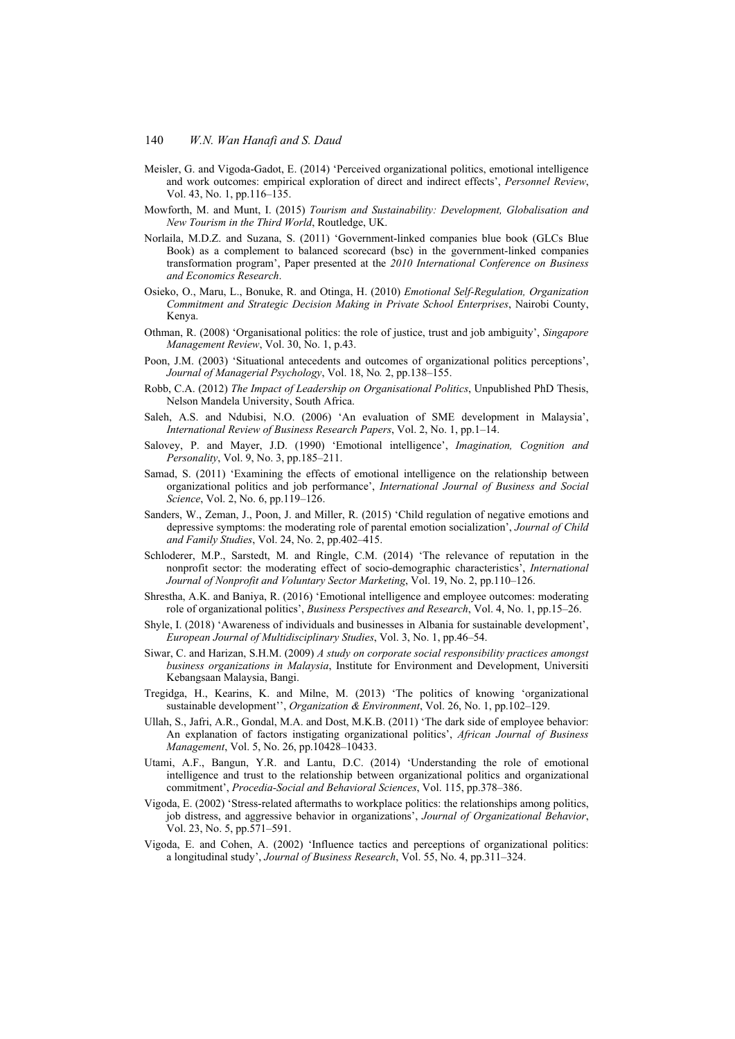Meisler, G. and Vigoda-Gadot, E. (2014) 'Perceived organizational politics, emotional intelligence and work outcomes: empirical exploration of direct and indirect effects', *Personnel Review*, Vol. 43, No. 1, pp.116–135.

Mowforth, M. and Munt, I. (2015) *Tourism and Sustainability: Development, Globalisation and New Tourism in the Third World*, Routledge, UK.

Norlaila, M.D.Z. and Suzana, S. (2011) 'Government-linked companies blue book (GLCs Blue Book) as a complement to balanced scorecard (bsc) in the government-linked companies transformation program', Paper presented at the *2010 International Conference on Business and Economics Research*.

Osieko, O., Maru, L., Bonuke, R. and Otinga, H. (2010) *Emotional Self-Regulation, Organization Commitment and Strategic Decision Making in Private School Enterprises*, Nairobi County, Kenya.

Othman, R. (2008) 'Organisational politics: the role of justice, trust and job ambiguity', *Singapore Management Review*, Vol. 30, No. 1, p.43.

Poon, J.M. (2003) 'Situational antecedents and outcomes of organizational politics perceptions', *Journal of Managerial Psychology*, Vol. 18, No. 2, pp.138–155.

Robb, C.A. (2012) *The Impact of Leadership on Organisational Politics*, Unpublished PhD Thesis, Nelson Mandela University, South Africa.

Saleh, A.S. and Ndubisi, N.O. (2006) 'An evaluation of SME development in Malaysia', *International Review of Business Research Papers*, Vol. 2, No. 1, pp.1–14.

Salovey, P. and Mayer, J.D. (1990) 'Emotional intelligence', *Imagination, Cognition and Personality*, Vol. 9, No. 3, pp.185–211.

Samad, S. (2011) 'Examining the effects of emotional intelligence on the relationship between organizational politics and job performance', *International Journal of Business and Social Science*, Vol. 2, No. 6, pp.119–126.

Sanders, W., Zeman, J., Poon, J. and Miller, R. (2015) 'Child regulation of negative emotions and depressive symptoms: the moderating role of parental emotion socialization', *Journal of Child and Family Studies*, Vol. 24, No. 2, pp.402–415.

Schloderer, M.P., Sarstedt, M. and Ringle, C.M. (2014) 'The relevance of reputation in the nonprofit sector: the moderating effect of socio-demographic characteristics', *International Journal of Nonprofit and Voluntary Sector Marketing*, Vol. 19, No. 2, pp.110–126.

Shrestha, A.K. and Baniya, R. (2016) 'Emotional intelligence and employee outcomes: moderating role of organizational politics', *Business Perspectives and Research*, Vol. 4, No. 1, pp.15–26.

Shyle, I. (2018) 'Awareness of individuals and businesses in Albania for sustainable development', *European Journal of Multidisciplinary Studies*, Vol. 3, No. 1, pp.46–54.

Siwar, C. and Harizan, S.H.M. (2009) *A study on corporate social responsibility practices amongst business organizations in Malaysia*, Institute for Environment and Development, Universiti Kebangsaan Malaysia, Bangi.

Tregidga, H., Kearins, K. and Milne, M. (2013) 'The politics of knowing 'organizational sustainable development'', *Organization & Environment*, Vol. 26, No. 1, pp.102–129.

Ullah, S., Jafri, A.R., Gondal, M.A. and Dost, M.K.B. (2011) 'The dark side of employee behavior: An explanation of factors instigating organizational politics', *African Journal of Business Management*, Vol. 5, No. 26, pp.10428–10433.

Utami, A.F., Bangun, Y.R. and Lantu, D.C. (2014) 'Understanding the role of emotional intelligence and trust to the relationship between organizational politics and organizational commitment', *Procedia-Social and Behavioral Sciences*, Vol. 115, pp.378–386.

Vigoda, E. (2002) 'Stress-related aftermaths to workplace politics: the relationships among politics, job distress, and aggressive behavior in organizations', *Journal of Organizational Behavior*, Vol. 23, No. 5, pp.571–591.

Vigoda, E. and Cohen, A. (2002) 'Influence tactics and perceptions of organizational politics: a longitudinal study', *Journal of Business Research*, Vol. 55, No. 4, pp.311–324.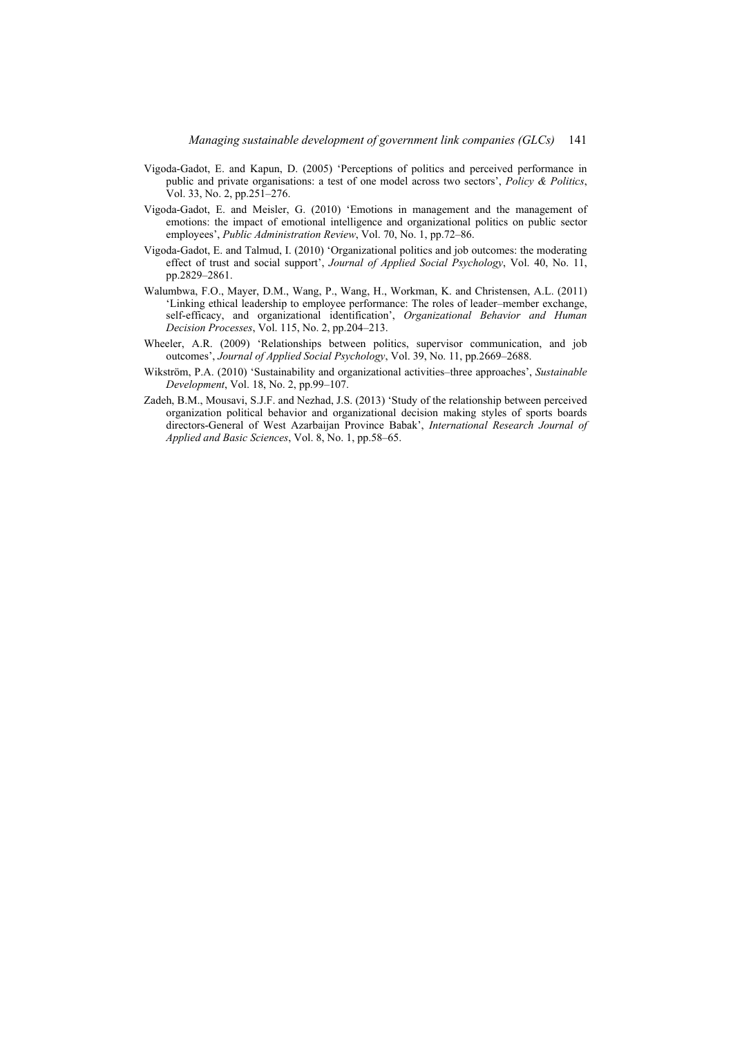Vigoda-Gadot, E. and Kapun, D. (2005) 'Perceptions of politics and perceived performance in public and private organisations: a test of one model across two sectors', *Policy & Politics*, Vol. 33, No. 2, pp.251–276.

Vigoda-Gadot, E. and Meisler, G. (2010) 'Emotions in management and the management of emotions: the impact of emotional intelligence and organizational politics on public sector employees', *Public Administration Review*, Vol. 70, No. 1, pp.72–86.

Vigoda-Gadot, E. and Talmud, I. (2010) 'Organizational politics and job outcomes: the moderating effect of trust and social support', *Journal of Applied Social Psychology*, Vol. 40, No. 11, pp.2829–2861.

Walumbwa, F.O., Mayer, D.M., Wang, P., Wang, H., Workman, K. and Christensen, A.L. (2011) 'Linking ethical leadership to employee performance: The roles of leader–member exchange, self-efficacy, and organizational identification', *Organizational Behavior and Human Decision Processes*, Vol. 115, No. 2, pp.204–213.

Wheeler, A.R. (2009) 'Relationships between politics, supervisor communication, and job outcomes', *Journal of Applied Social Psychology*, Vol. 39, No. 11, pp.2669–2688.

Wikström, P.A. (2010) 'Sustainability and organizational activities–three approaches', *Sustainable Development*, Vol. 18, No. 2, pp.99–107.

Zadeh, B.M., Mousavi, S.J.F. and Nezhad, J.S. (2013) 'Study of the relationship between perceived organization political behavior and organizational decision making styles of sports boards directors-General of West Azarbaijan Province Babak', *International Research Journal of Applied and Basic Sciences*, Vol. 8, No. 1, pp.58–65.